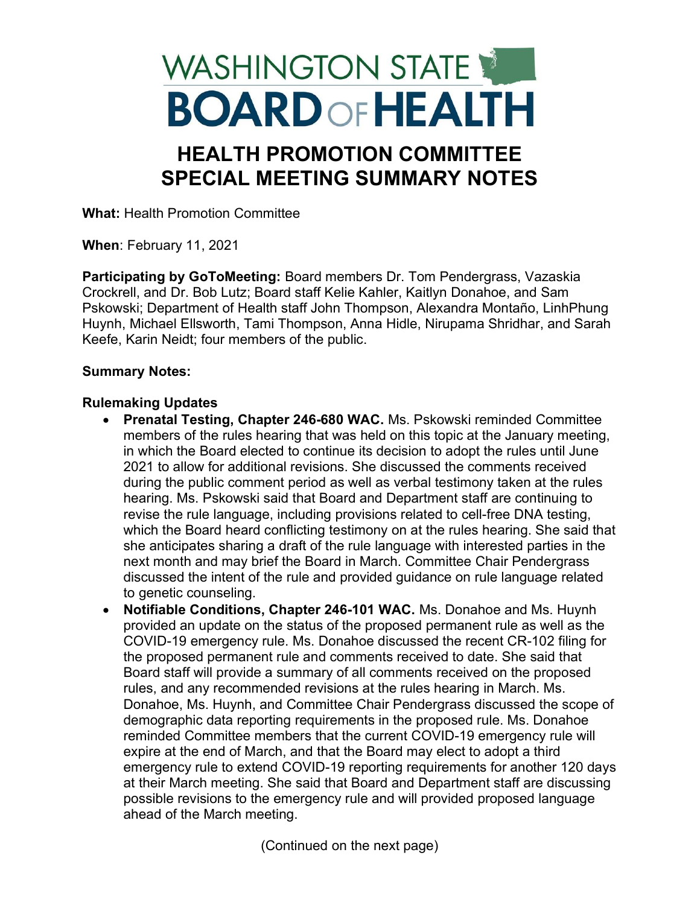# WASHINGTON STATE BOARD OF HEALTH

## HEALTH PROMOTION COMMITTEE SPECIAL MEETING SUMMARY NOTES

**What:** Health Promotion Committee

**When**: February 11, 2021

**Participating by GoToMeeting:** Board members Dr. Tom Pendergrass, Vazaskia Crockrell, and Dr. Bob Lutz; Board staff Kelie Kahler, Kaitlyn Donahoe, and Sam Pskowski; Department of Health staff John Thompson, Alexandra Montaño, LinhPhung Huynh, Michael Ellsworth, Tami Thompson, Anna Hidle, Nirupama Shridhar, and Sarah Keefe, Karin Neidt; four members of the public.

**Summary Notes:**

**Rulemaking Updates**

- **Prenatal Testing, Chapter 246-680 WAC.** Ms. Pskowski reminded Committee members of the rules hearing that was held on this topic at the January meeting, in which the Board elected to continue its decision to adopt the rules until June 2021 to allow for additional revisions. She discussed the comments received during the public comment period as well as verbal testimony taken at the rules hearing. Ms. Pskowski said that Board and Department staff are continuing to revise the rule language, including provisions related to cell-free DNA testing, which the Board heard conflicting testimony on at the rules hearing. She said that she anticipates sharing a draft of the rule language with interested parties in the next month and may brief the Board in March. Committee Chair Pendergrass discussed the intent of the rule and provided guidance on rule language related to genetic counseling.
- **Notifiable Conditions, Chapter 246-101 WAC.** Ms. Donahoe and Ms. Huynh provided an update on the status of the proposed permanent rule as well as the COVID-19 emergency rule. Ms. Donahoe discussed the recent CR-102 filing for the proposed permanent rule and comments received to date. She said that Board staff will provide a summary of all comments received on the proposed rules, and any recommended revisions at the rules hearing in March. Ms. Donahoe, Ms. Huynh, and Committee Chair Pendergrass discussed the scope of demographic data reporting requirements in the proposed rule. Ms. Donahoe reminded Committee members that the current COVID-19 emergency rule will expire at the end of March, and that the Board may elect to adopt a third emergency rule to extend COVID-19 reporting requirements for another 120 days at their March meeting. She said that Board and Department staff are discussing possible revisions to the emergency rule and will provided proposed language ahead of the March meeting.

(Continued on the next page)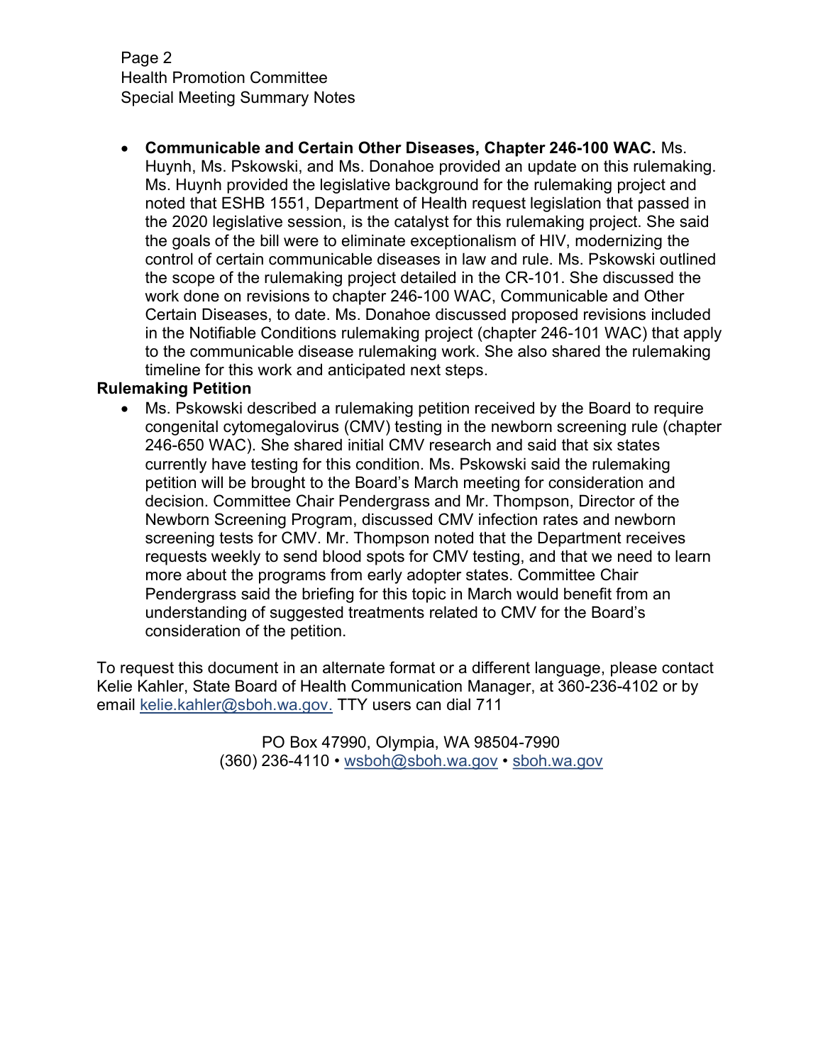- **Communicable and Certain Other Diseases, Chapter 246-100 WAC.** Ms. Huynh, Ms. Pskowski, and Ms. Donahoe provided an update on this rulemaking. Ms. Huynh provided the legislative background for the rulemaking project and noted that ESHB 1551, Department of Health request legislation that passed in the 2020 legislative session, is the catalyst for this rulemaking project. She said the goals of the bill were to eliminate exceptionalism of HIV, modernizing the control of certain communicable diseases in law and rule. Ms. Pskowski outlined the scope of the rulemaking project detailed in the CR-101. She discussed the work done on revisions to chapter 246-100 WAC, Communicable and Other Certain Diseases, to date. Ms. Donahoe discussed proposed revisions included in the Notifiable Conditions rulemaking project (chapter 246-101 WAC) that apply to the communicable disease rulemaking work. She also shared the rulemaking timeline for this work and anticipated next steps.

**Rulemaking Petition**

- Ms. Pskowski described a rulemaking petition received by the Board to require congenital cytomegalovirus (CMV) testing in the newborn screening rule (chapter 246-650 WAC). She shared initial CMV research and said that six states currently have testing for this condition. Ms. Pskowski said the rulemaking petition will be brought to the Board's March meeting for consideration and decision. Committee Chair Pendergrass and Mr. Thompson, Director of the Newborn Screening Program, discussed CMV infection rates and newborn screening tests for CMV. Mr. Thompson noted that the Department receives requests weekly to send blood spots for CMV testing, and that we need to learn more about the programs from early adopter states. Committee Chair Pendergrass said the briefing for this topic in March would benefit from an understanding of suggested treatments related to CMV for the Board's consideration of the petition.

To request this document in an alternate format or a different language, please contact Kelie Kahler, State Board of Health Communication Manager, at 360-236-4102 or by email kelie.kahler@sboh.wa.gov. TTY users can dial 711

PO Box 47990, Olympia, WA 98504-7990
(360) 236-4110 • wsboh@sboh.wa.gov • sboh.wa.gov